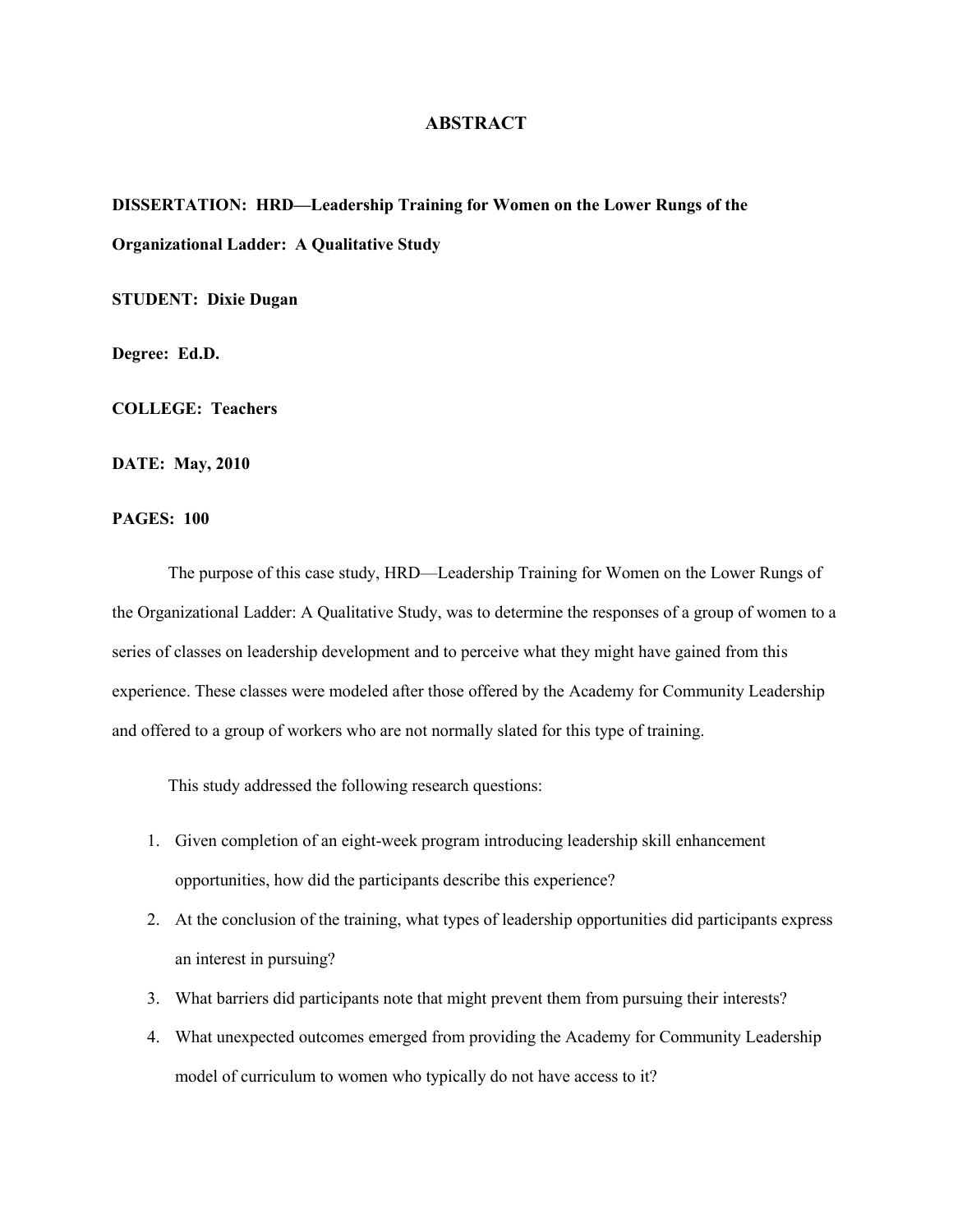# ABSTRACT

**DISSERTATION: HRD—Leadership Training for Women on the Lower Rungs of the Organizational Ladder: A Qualitative Study**

**STUDENT: Dixie Dugan**

**Degree: Ed.D.**

**COLLEGE: Teachers**

**DATE: May, 2010**

**PAGES: 100**

The purpose of this case study, HRD—Leadership Training for Women on the Lower Rungs of the Organizational Ladder: A Qualitative Study, was to determine the responses of a group of women to a series of classes on leadership development and to perceive what they might have gained from this experience. These classes were modeled after those offered by the Academy for Community Leadership and offered to a group of workers who are not normally slated for this type of training.

This study addressed the following research questions:

1. Given completion of an eight-week program introducing leadership skill enhancement opportunities, how did the participants describe this experience?
2. At the conclusion of the training, what types of leadership opportunities did participants express an interest in pursuing?
3. What barriers did participants note that might prevent them from pursuing their interests?
4. What unexpected outcomes emerged from providing the Academy for Community Leadership model of curriculum to women who typically do not have access to it?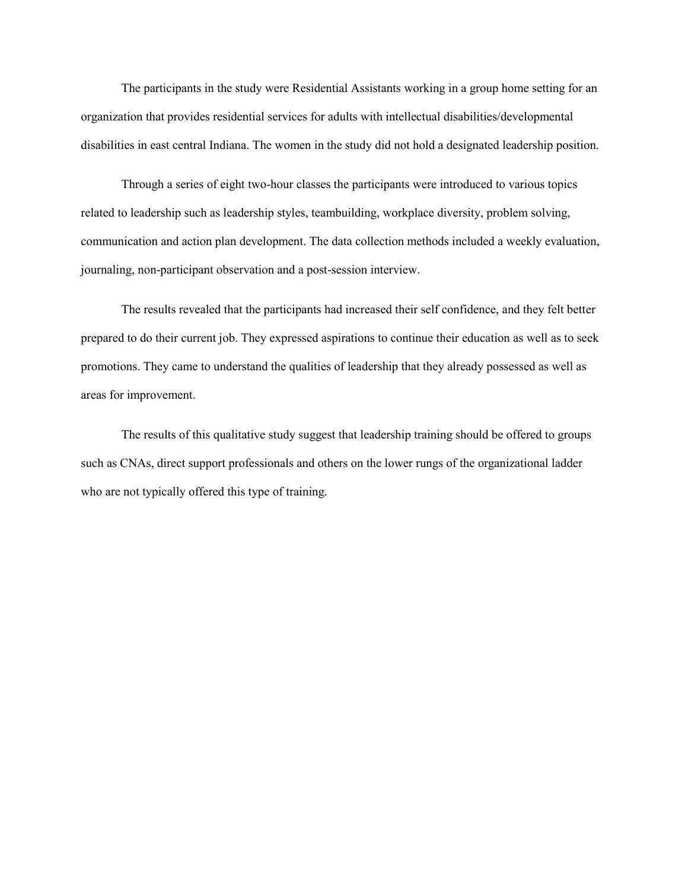The participants in the study were Residential Assistants working in a group home setting for an organization that provides residential services for adults with intellectual disabilities/developmental disabilities in east central Indiana. The women in the study did not hold a designated leadership position.

Through a series of eight two-hour classes the participants were introduced to various topics related to leadership such as leadership styles, teambuilding, workplace diversity, problem solving, communication and action plan development. The data collection methods included a weekly evaluation, journaling, non-participant observation and a post-session interview.

The results revealed that the participants had increased their self confidence, and they felt better prepared to do their current job. They expressed aspirations to continue their education as well as to seek promotions. They came to understand the qualities of leadership that they already possessed as well as areas for improvement.

The results of this qualitative study suggest that leadership training should be offered to groups such as CNAs, direct support professionals and others on the lower rungs of the organizational ladder who are not typically offered this type of training.